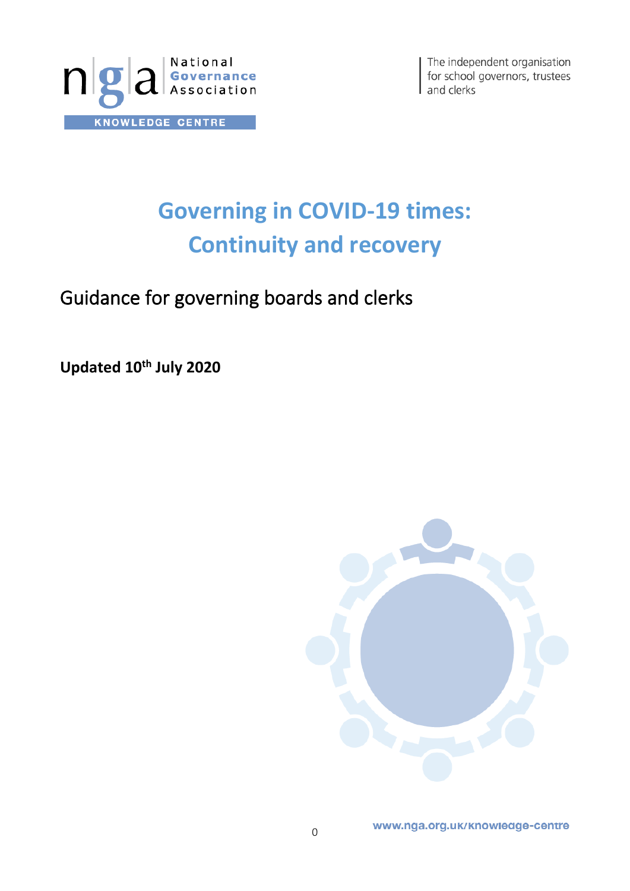National Governance Association

KNOWLEDGE CENTRE

The independent organisation for school governors, trustees and clerks

# Governing in COVID-19 times: Continuity and recovery

## Guidance for governing boards and clerks

**Updated 10th July 2020**

www.nga.org.uk/knowledge-centre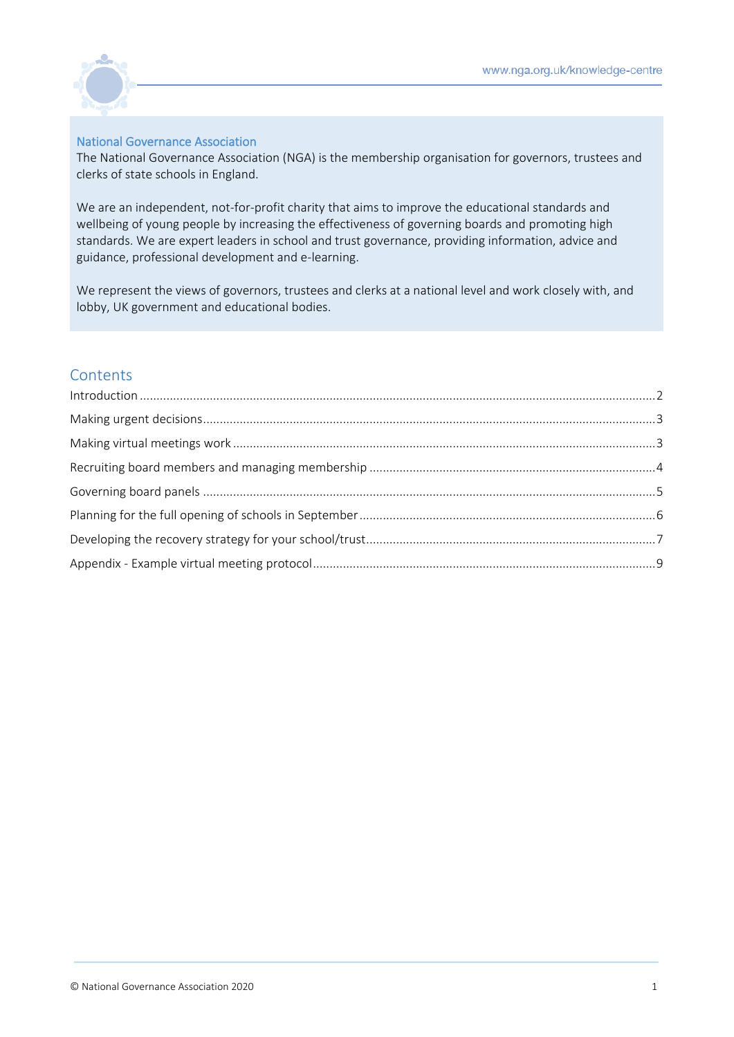## National Governance Association

The National Governance Association (NGA) is the membership organisation for governors, trustees and clerks of state schools in England.

We are an independent, not-for-profit charity that aims to improve the educational standards and wellbeing of young people by increasing the effectiveness of governing boards and promoting high standards. We are expert leaders in school and trust governance, providing information, advice and guidance, professional development and e-learning.

We represent the views of governors, trustees and clerks at a national level and work closely with, and lobby, UK government and educational bodies.

## Contents

- Introduction ..... 2
- Making urgent decisions ..... 3
- Making virtual meetings work ..... 3
- Recruiting board members and managing membership ..... 4
- Governing board panels ..... 5
- Planning for the full opening of schools in September ..... 6
- Developing the recovery strategy for your school/trust ..... 7
- Appendix - Example virtual meeting protocol ..... 9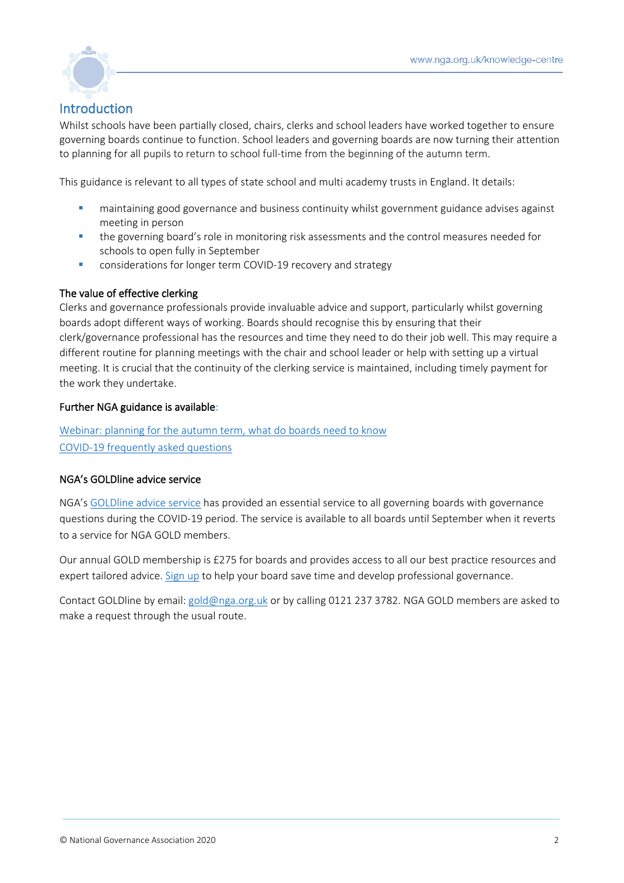## Introduction

Whilst schools have been partially closed, chairs, clerks and school leaders have worked together to ensure governing boards continue to function. School leaders and governing boards are now turning their attention to planning for all pupils to return to school full-time from the beginning of the autumn term.

This guidance is relevant to all types of state school and multi academy trusts in England. It details:

- maintaining good governance and business continuity whilst government guidance advises against meeting in person
- the governing board's role in monitoring risk assessments and the control measures needed for schools to open fully in September
- considerations for longer term COVID-19 recovery and strategy

### The value of effective clerking

Clerks and governance professionals provide invaluable advice and support, particularly whilst governing boards adopt different ways of working. Boards should recognise this by ensuring that their clerk/governance professional has the resources and time they need to do their job well. This may require a different routine for planning meetings with the chair and school leader or help with setting up a virtual meeting. It is crucial that the continuity of the clerking service is maintained, including timely payment for the work they undertake.

### Further NGA guidance is available:

Webinar: planning for the autumn term, what do boards need to know
COVID-19 frequently asked questions

### NGA's GOLDline advice service

NGA's GOLDline advice service has provided an essential service to all governing boards with governance questions during the COVID-19 period. The service is available to all boards until September when it reverts to a service for NGA GOLD members.

Our annual GOLD membership is £275 for boards and provides access to all our best practice resources and expert tailored advice. Sign up to help your board save time and develop professional governance.

Contact GOLDline by email: gold@nga.org.uk or by calling 0121 237 3782. NGA GOLD members are asked to make a request through the usual route.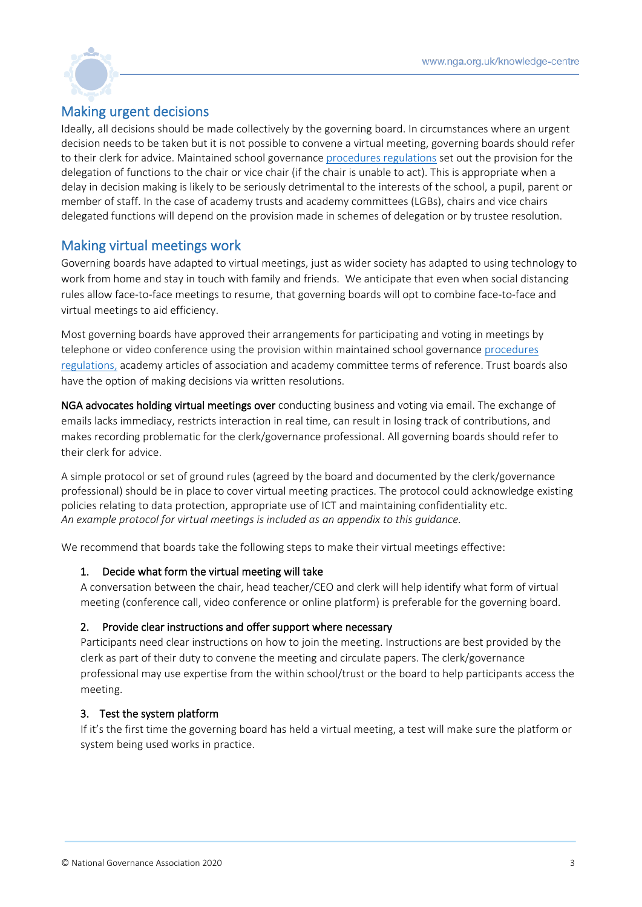## Making urgent decisions

Ideally, all decisions should be made collectively by the governing board. In circumstances where an urgent decision needs to be taken but it is not possible to convene a virtual meeting, governing boards should refer to their clerk for advice. Maintained school governance procedures regulations set out the provision for the delegation of functions to the chair or vice chair (if the chair is unable to act). This is appropriate when a delay in decision making is likely to be seriously detrimental to the interests of the school, a pupil, parent or member of staff. In the case of academy trusts and academy committees (LGBs), chairs and vice chairs delegated functions will depend on the provision made in schemes of delegation or by trustee resolution.

## Making virtual meetings work

Governing boards have adapted to virtual meetings, just as wider society has adapted to using technology to work from home and stay in touch with family and friends. We anticipate that even when social distancing rules allow face-to-face meetings to resume, that governing boards will opt to combine face-to-face and virtual meetings to aid efficiency.

Most governing boards have approved their arrangements for participating and voting in meetings by telephone or video conference using the provision within maintained school governance procedures regulations, academy articles of association and academy committee terms of reference. Trust boards also have the option of making decisions via written resolutions.

**NGA advocates holding virtual meetings over** conducting business and voting via email. The exchange of emails lacks immediacy, restricts interaction in real time, can result in losing track of contributions, and makes recording problematic for the clerk/governance professional. All governing boards should refer to their clerk for advice.

A simple protocol or set of ground rules (agreed by the board and documented by the clerk/governance professional) should be in place to cover virtual meeting practices. The protocol could acknowledge existing policies relating to data protection, appropriate use of ICT and maintaining confidentiality etc.
*An example protocol for virtual meetings is included as an appendix to this guidance.*

We recommend that boards take the following steps to make their virtual meetings effective:

1. **Decide what form the virtual meeting will take**
   A conversation between the chair, head teacher/CEO and clerk will help identify what form of virtual meeting (conference call, video conference or online platform) is preferable for the governing board.

2. **Provide clear instructions and offer support where necessary**
   Participants need clear instructions on how to join the meeting. Instructions are best provided by the clerk as part of their duty to convene the meeting and circulate papers. The clerk/governance professional may use expertise from the within school/trust or the board to help participants access the meeting.

3. **Test the system platform**
   If it's the first time the governing board has held a virtual meeting, a test will make sure the platform or system being used works in practice.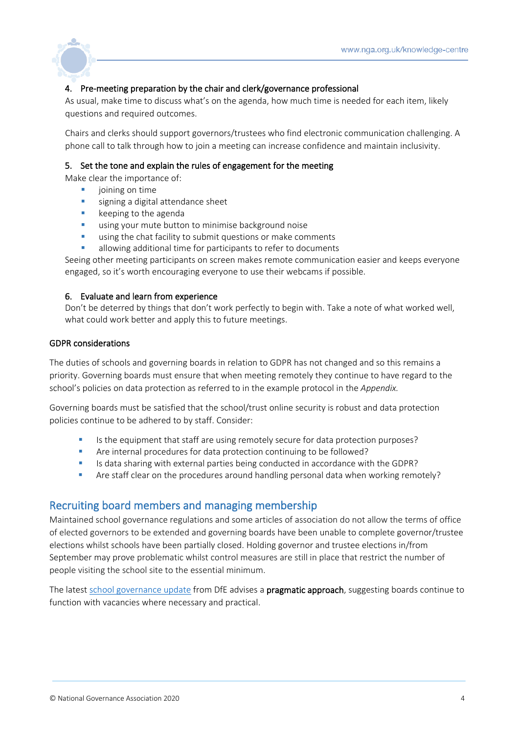4. **Pre-meeting preparation by the chair and clerk/governance professional**

As usual, make time to discuss what's on the agenda, how much time is needed for each item, likely questions and required outcomes.

Chairs and clerks should support governors/trustees who find electronic communication challenging. A phone call to talk through how to join a meeting can increase confidence and maintain inclusivity.

5. **Set the tone and explain the rules of engagement for the meeting**

Make clear the importance of:

- joining on time
- signing a digital attendance sheet
- keeping to the agenda
- using your mute button to minimise background noise
- using the chat facility to submit questions or make comments
- allowing additional time for participants to refer to documents

Seeing other meeting participants on screen makes remote communication easier and keeps everyone engaged, so it's worth encouraging everyone to use their webcams if possible.

6. **Evaluate and learn from experience**

Don't be deterred by things that don't work perfectly to begin with. Take a note of what worked well, what could work better and apply this to future meetings.

### GDPR considerations

The duties of schools and governing boards in relation to GDPR has not changed and so this remains a priority. Governing boards must ensure that when meeting remotely they continue to have regard to the school's policies on data protection as referred to in the example protocol in the *Appendix.*

Governing boards must be satisfied that the school/trust online security is robust and data protection policies continue to be adhered to by staff. Consider:

- Is the equipment that staff are using remotely secure for data protection purposes?
- Are internal procedures for data protection continuing to be followed?
- Is data sharing with external parties being conducted in accordance with the GDPR?
- Are staff clear on the procedures around handling personal data when working remotely?

## Recruiting board members and managing membership

Maintained school governance regulations and some articles of association do not allow the terms of office of elected governors to be extended and governing boards have been unable to complete governor/trustee elections whilst schools have been partially closed. Holding governor and trustee elections in/from September may prove problematic whilst control measures are still in place that restrict the number of people visiting the school site to the essential minimum.

The latest school governance update from DfE advises a **pragmatic approach**, suggesting boards continue to function with vacancies where necessary and practical.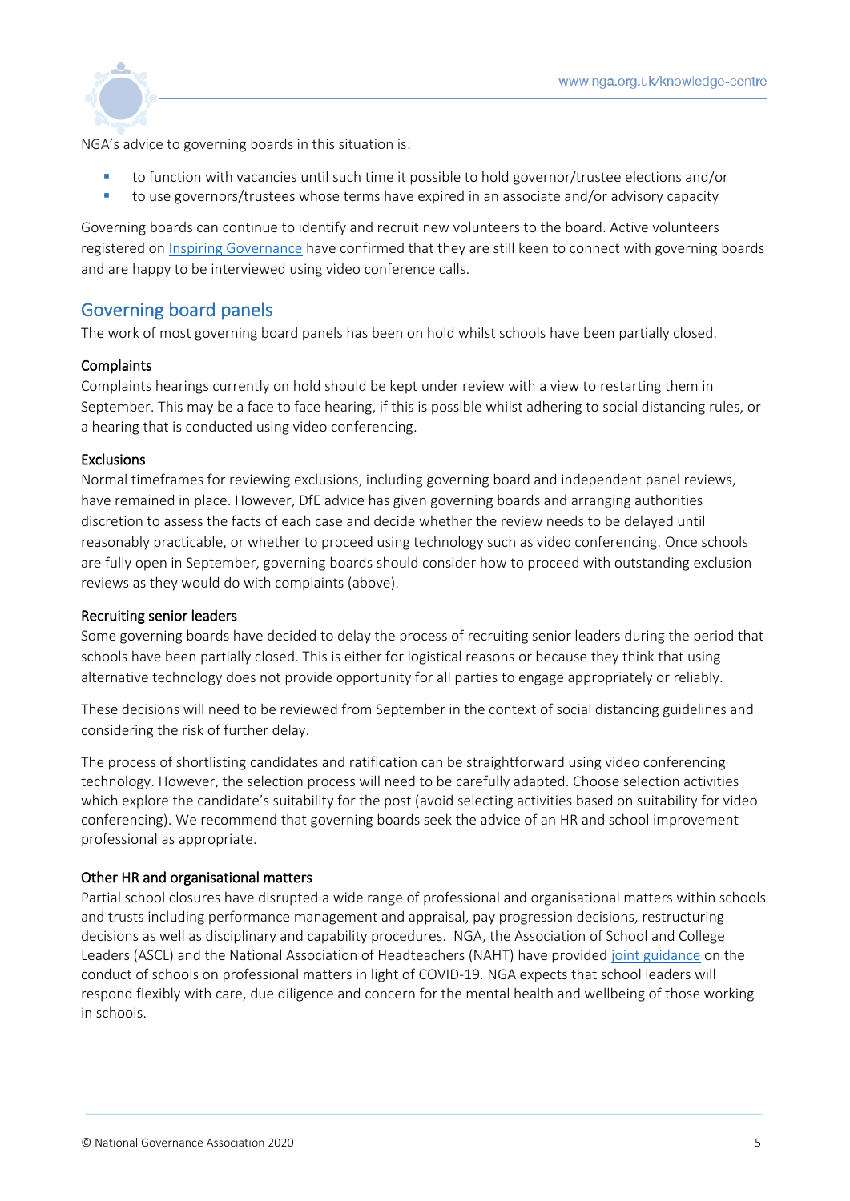NGA's advice to governing boards in this situation is:

- to function with vacancies until such time it possible to hold governor/trustee elections and/or
- to use governors/trustees whose terms have expired in an associate and/or advisory capacity

Governing boards can continue to identify and recruit new volunteers to the board. Active volunteers registered on Inspiring Governance have confirmed that they are still keen to connect with governing boards and are happy to be interviewed using video conference calls.

## Governing board panels

The work of most governing board panels has been on hold whilst schools have been partially closed.

### Complaints

Complaints hearings currently on hold should be kept under review with a view to restarting them in September. This may be a face to face hearing, if this is possible whilst adhering to social distancing rules, or a hearing that is conducted using video conferencing.

### Exclusions

Normal timeframes for reviewing exclusions, including governing board and independent panel reviews, have remained in place. However, DfE advice has given governing boards and arranging authorities discretion to assess the facts of each case and decide whether the review needs to be delayed until reasonably practicable, or whether to proceed using technology such as video conferencing. Once schools are fully open in September, governing boards should consider how to proceed with outstanding exclusion reviews as they would do with complaints (above).

### Recruiting senior leaders

Some governing boards have decided to delay the process of recruiting senior leaders during the period that schools have been partially closed. This is either for logistical reasons or because they think that using alternative technology does not provide opportunity for all parties to engage appropriately or reliably.

These decisions will need to be reviewed from September in the context of social distancing guidelines and considering the risk of further delay.

The process of shortlisting candidates and ratification can be straightforward using video conferencing technology. However, the selection process will need to be carefully adapted. Choose selection activities which explore the candidate's suitability for the post (avoid selecting activities based on suitability for video conferencing). We recommend that governing boards seek the advice of an HR and school improvement professional as appropriate.

### Other HR and organisational matters

Partial school closures have disrupted a wide range of professional and organisational matters within schools and trusts including performance management and appraisal, pay progression decisions, restructuring decisions as well as disciplinary and capability procedures. NGA, the Association of School and College Leaders (ASCL) and the National Association of Headteachers (NAHT) have provided joint guidance on the conduct of schools on professional matters in light of COVID-19. NGA expects that school leaders will respond flexibly with care, due diligence and concern for the mental health and wellbeing of those working in schools.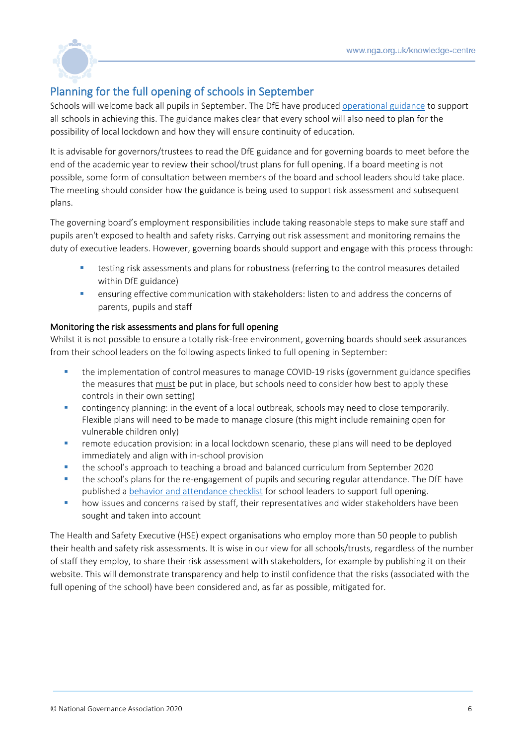## Planning for the full opening of schools in September

Schools will welcome back all pupils in September. The DfE have produced operational guidance to support all schools in achieving this. The guidance makes clear that every school will also need to plan for the possibility of local lockdown and how they will ensure continuity of education.

It is advisable for governors/trustees to read the DfE guidance and for governing boards to meet before the end of the academic year to review their school/trust plans for full opening. If a board meeting is not possible, some form of consultation between members of the board and school leaders should take place. The meeting should consider how the guidance is being used to support risk assessment and subsequent plans.

The governing board's employment responsibilities include taking reasonable steps to make sure staff and pupils aren't exposed to health and safety risks. Carrying out risk assessment and monitoring remains the duty of executive leaders. However, governing boards should support and engage with this process through:

- testing risk assessments and plans for robustness (referring to the control measures detailed within DfE guidance)
- ensuring effective communication with stakeholders: listen to and address the concerns of parents, pupils and staff

### Monitoring the risk assessments and plans for full opening

Whilst it is not possible to ensure a totally risk-free environment, governing boards should seek assurances from their school leaders on the following aspects linked to full opening in September:

- the implementation of control measures to manage COVID-19 risks (government guidance specifies the measures that must be put in place, but schools need to consider how best to apply these controls in their own setting)
- contingency planning: in the event of a local outbreak, schools may need to close temporarily. Flexible plans will need to be made to manage closure (this might include remaining open for vulnerable children only)
- remote education provision: in a local lockdown scenario, these plans will need to be deployed immediately and align with in-school provision
- the school's approach to teaching a broad and balanced curriculum from September 2020
- the school's plans for the re-engagement of pupils and securing regular attendance. The DfE have published a behavior and attendance checklist for school leaders to support full opening.
- how issues and concerns raised by staff, their representatives and wider stakeholders have been sought and taken into account

The Health and Safety Executive (HSE) expect organisations who employ more than 50 people to publish their health and safety risk assessments. It is wise in our view for all schools/trusts, regardless of the number of staff they employ, to share their risk assessment with stakeholders, for example by publishing it on their website. This will demonstrate transparency and help to instil confidence that the risks (associated with the full opening of the school) have been considered and, as far as possible, mitigated for.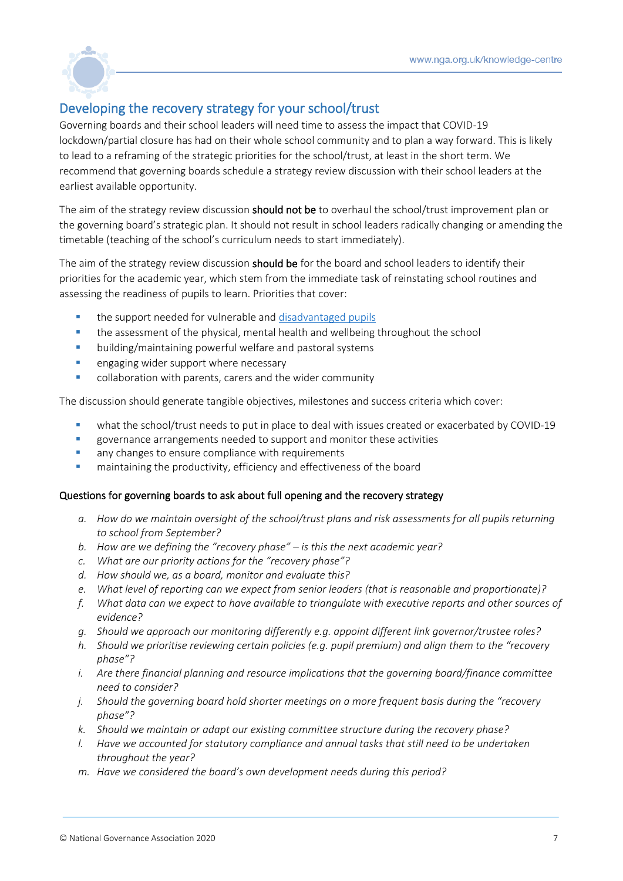## Developing the recovery strategy for your school/trust

Governing boards and their school leaders will need time to assess the impact that COVID-19 lockdown/partial closure has had on their whole school community and to plan a way forward. This is likely to lead to a reframing of the strategic priorities for the school/trust, at least in the short term. We recommend that governing boards schedule a strategy review discussion with their school leaders at the earliest available opportunity.

The aim of the strategy review discussion **should not be** to overhaul the school/trust improvement plan or the governing board's strategic plan. It should not result in school leaders radically changing or amending the timetable (teaching of the school's curriculum needs to start immediately).

The aim of the strategy review discussion **should be** for the board and school leaders to identify their priorities for the academic year, which stem from the immediate task of reinstating school routines and assessing the readiness of pupils to learn. Priorities that cover:

- the support needed for vulnerable and disadvantaged pupils
- the assessment of the physical, mental health and wellbeing throughout the school
- building/maintaining powerful welfare and pastoral systems
- engaging wider support where necessary
- collaboration with parents, carers and the wider community

The discussion should generate tangible objectives, milestones and success criteria which cover:

- what the school/trust needs to put in place to deal with issues created or exacerbated by COVID-19
- governance arrangements needed to support and monitor these activities
- any changes to ensure compliance with requirements
- maintaining the productivity, efficiency and effectiveness of the board

### Questions for governing boards to ask about full opening and the recovery strategy

a. *How do we maintain oversight of the school/trust plans and risk assessments for all pupils returning to school from September?*
b. *How are we defining the "recovery phase" – is this the next academic year?*
c. *What are our priority actions for the "recovery phase"?*
d. *How should we, as a board, monitor and evaluate this?*
e. *What level of reporting can we expect from senior leaders (that is reasonable and proportionate)?*
f. *What data can we expect to have available to triangulate with executive reports and other sources of evidence?*
g. *Should we approach our monitoring differently e.g. appoint different link governor/trustee roles?*
h. *Should we prioritise reviewing certain policies (e.g. pupil premium) and align them to the "recovery phase"?*
i. *Are there financial planning and resource implications that the governing board/finance committee need to consider?*
j. *Should the governing board hold shorter meetings on a more frequent basis during the "recovery phase"?*
k. *Should we maintain or adapt our existing committee structure during the recovery phase?*
l. *Have we accounted for statutory compliance and annual tasks that still need to be undertaken throughout the year?*
m. *Have we considered the board's own development needs during this period?*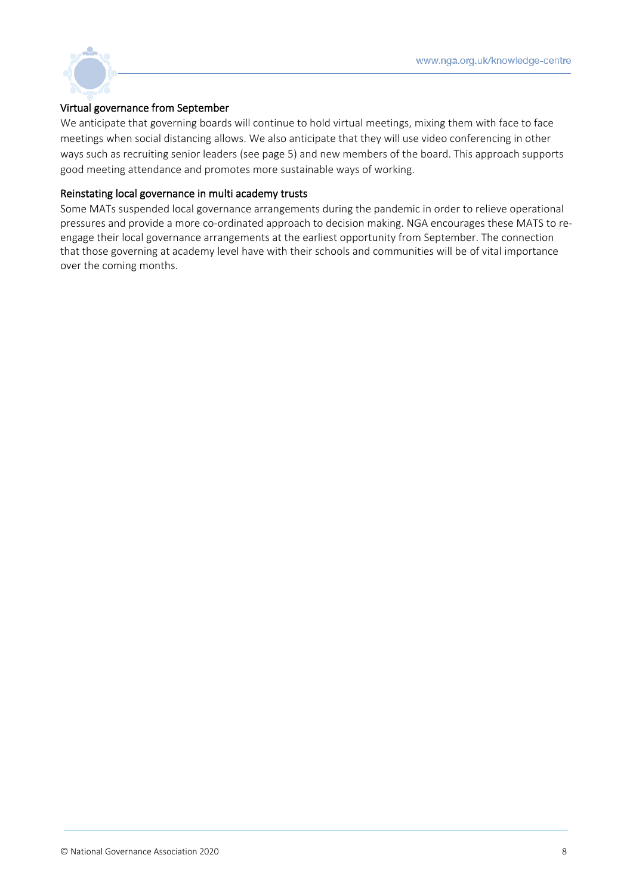### Virtual governance from September

We anticipate that governing boards will continue to hold virtual meetings, mixing them with face to face meetings when social distancing allows. We also anticipate that they will use video conferencing in other ways such as recruiting senior leaders (see page 5) and new members of the board. This approach supports good meeting attendance and promotes more sustainable ways of working.

### Reinstating local governance in multi academy trusts

Some MATs suspended local governance arrangements during the pandemic in order to relieve operational pressures and provide a more co-ordinated approach to decision making. NGA encourages these MATS to re-engage their local governance arrangements at the earliest opportunity from September. The connection that those governing at academy level have with their schools and communities will be of vital importance over the coming months.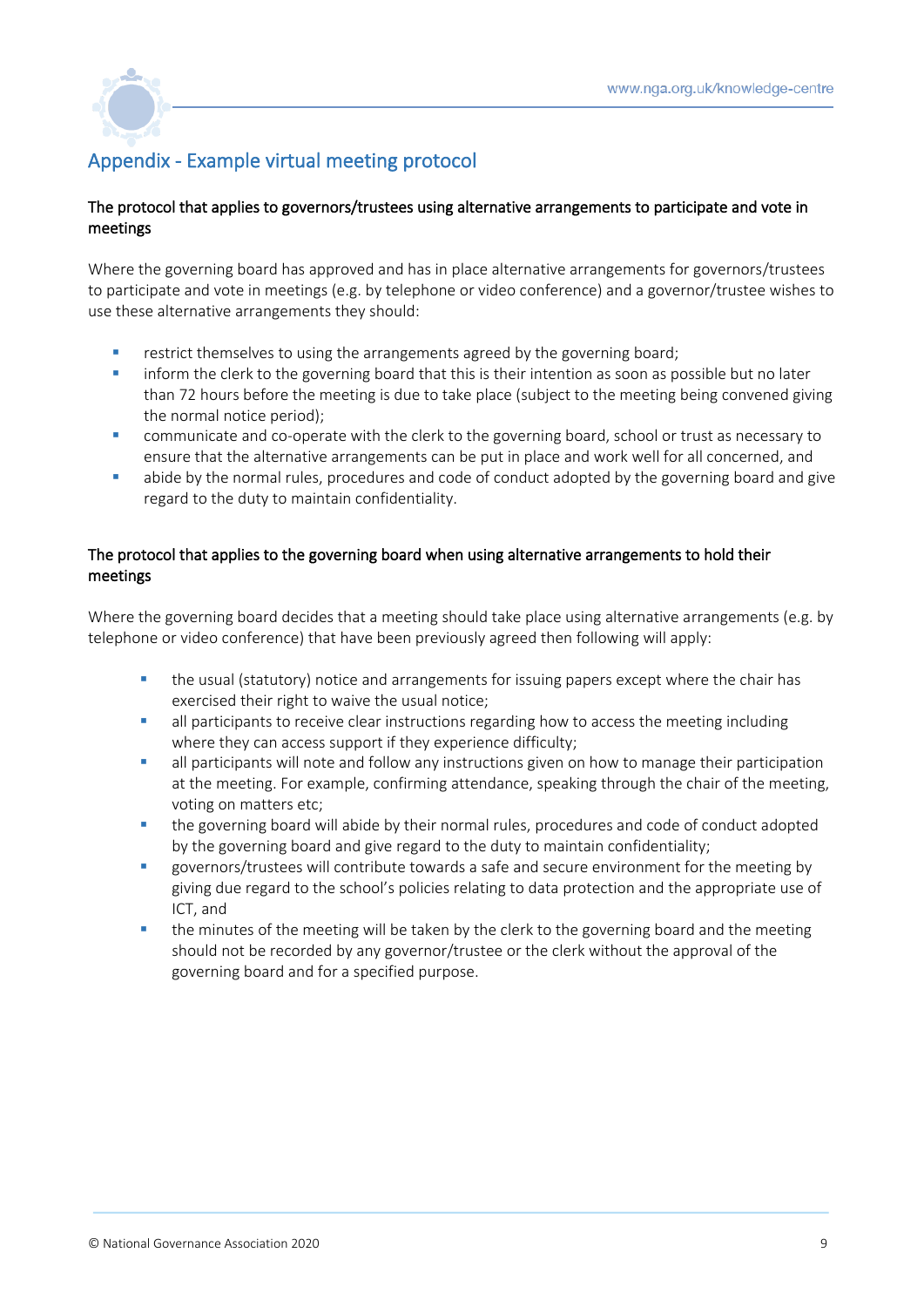## Appendix - Example virtual meeting protocol

**The protocol that applies to governors/trustees using alternative arrangements to participate and vote in meetings**

Where the governing board has approved and has in place alternative arrangements for governors/trustees to participate and vote in meetings (e.g. by telephone or video conference) and a governor/trustee wishes to use these alternative arrangements they should:

- restrict themselves to using the arrangements agreed by the governing board;
- inform the clerk to the governing board that this is their intention as soon as possible but no later than 72 hours before the meeting is due to take place (subject to the meeting being convened giving the normal notice period);
- communicate and co-operate with the clerk to the governing board, school or trust as necessary to ensure that the alternative arrangements can be put in place and work well for all concerned, and
- abide by the normal rules, procedures and code of conduct adopted by the governing board and give regard to the duty to maintain confidentiality.

**The protocol that applies to the governing board when using alternative arrangements to hold their meetings**

Where the governing board decides that a meeting should take place using alternative arrangements (e.g. by telephone or video conference) that have been previously agreed then following will apply:

- the usual (statutory) notice and arrangements for issuing papers except where the chair has exercised their right to waive the usual notice;
- all participants to receive clear instructions regarding how to access the meeting including where they can access support if they experience difficulty;
- all participants will note and follow any instructions given on how to manage their participation at the meeting. For example, confirming attendance, speaking through the chair of the meeting, voting on matters etc;
- the governing board will abide by their normal rules, procedures and code of conduct adopted by the governing board and give regard to the duty to maintain confidentiality;
- governors/trustees will contribute towards a safe and secure environment for the meeting by giving due regard to the school's policies relating to data protection and the appropriate use of ICT, and
- the minutes of the meeting will be taken by the clerk to the governing board and the meeting should not be recorded by any governor/trustee or the clerk without the approval of the governing board and for a specified purpose.

© National Governance Association 2020